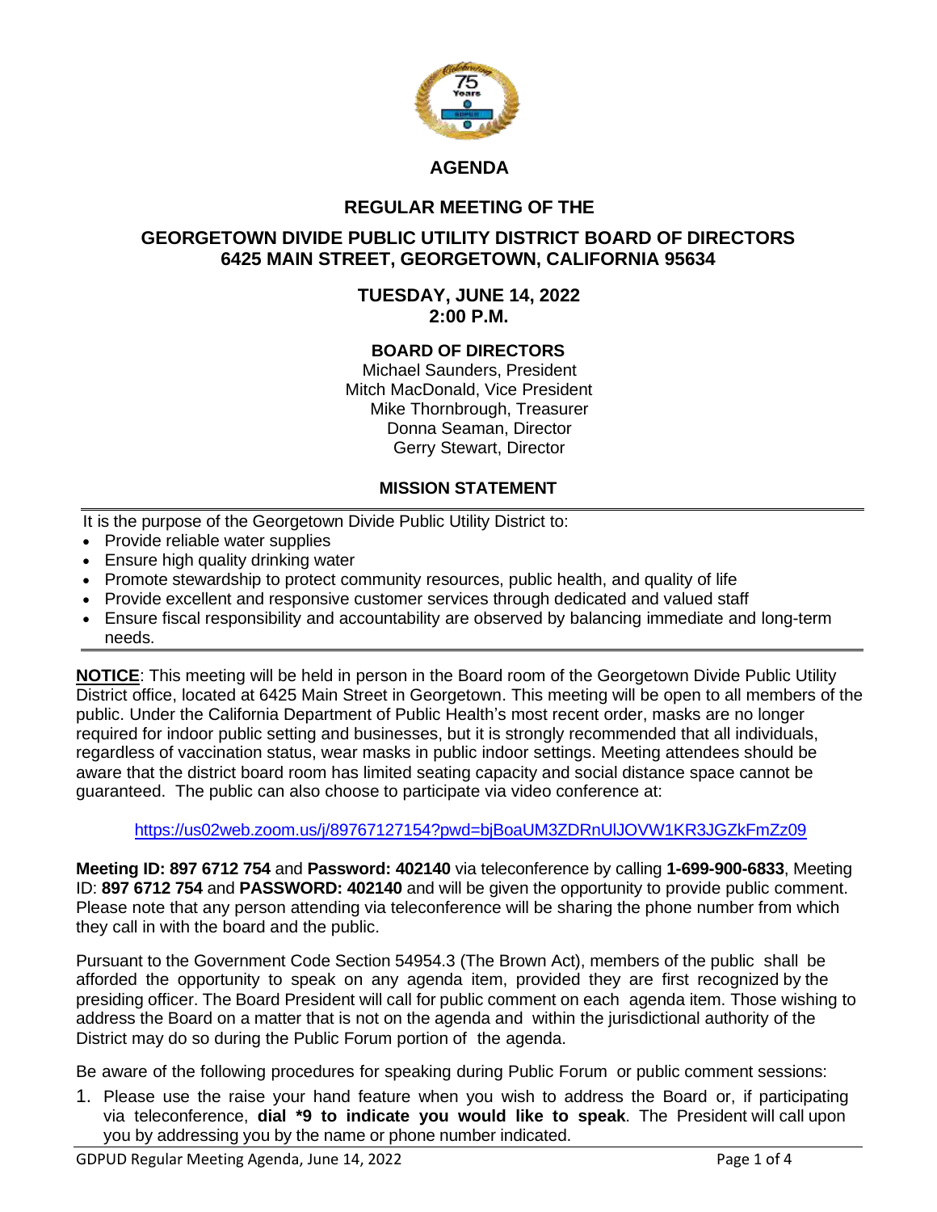# AGENDA

## REGULAR MEETING OF THE

## GEORGETOWN DIVIDE PUBLIC UTILITY DISTRICT BOARD OF DIRECTORS
## 6425 MAIN STREET, GEORGETOWN, CALIFORNIA 95634

### TUESDAY, JUNE 14, 2022
### 2:00 P.M.

**BOARD OF DIRECTORS**

Michael Saunders, President
Mitch MacDonald, Vice President
Mike Thornbrough, Treasurer
Donna Seaman, Director
Gerry Stewart, Director

**MISSION STATEMENT**

It is the purpose of the Georgetown Divide Public Utility District to:

- Provide reliable water supplies
- Ensure high quality drinking water
- Promote stewardship to protect community resources, public health, and quality of life
- Provide excellent and responsive customer services through dedicated and valued staff
- Ensure fiscal responsibility and accountability are observed by balancing immediate and long-term needs.

**NOTICE**: This meeting will be held in person in the Board room of the Georgetown Divide Public Utility District office, located at 6425 Main Street in Georgetown. This meeting will be open to all members of the public. Under the California Department of Public Health's most recent order, masks are no longer required for indoor public setting and businesses, but it is strongly recommended that all individuals, regardless of vaccination status, wear masks in public indoor settings. Meeting attendees should be aware that the district board room has limited seating capacity and social distance space cannot be guaranteed. The public can also choose to participate via video conference at:

https://us02web.zoom.us/j/89767127154?pwd=bjBoaUM3ZDRnUlJOVW1KR3JGZkFmZz09

**Meeting ID: 897 6712 754** and **Password: 402140** via teleconference by calling **1-699-900-6833**, Meeting ID: **897 6712 754** and **PASSWORD: 402140** and will be given the opportunity to provide public comment. Please note that any person attending via teleconference will be sharing the phone number from which they call in with the board and the public.

Pursuant to the Government Code Section 54954.3 (The Brown Act), members of the public shall be afforded the opportunity to speak on any agenda item, provided they are first recognized by the presiding officer. The Board President will call for public comment on each agenda item. Those wishing to address the Board on a matter that is not on the agenda and within the jurisdictional authority of the District may do so during the Public Forum portion of the agenda.

Be aware of the following procedures for speaking during Public Forum or public comment sessions:

1. Please use the raise your hand feature when you wish to address the Board or, if participating via teleconference, **dial *9 to indicate you would like to speak**. The President will call upon you by addressing you by the name or phone number indicated.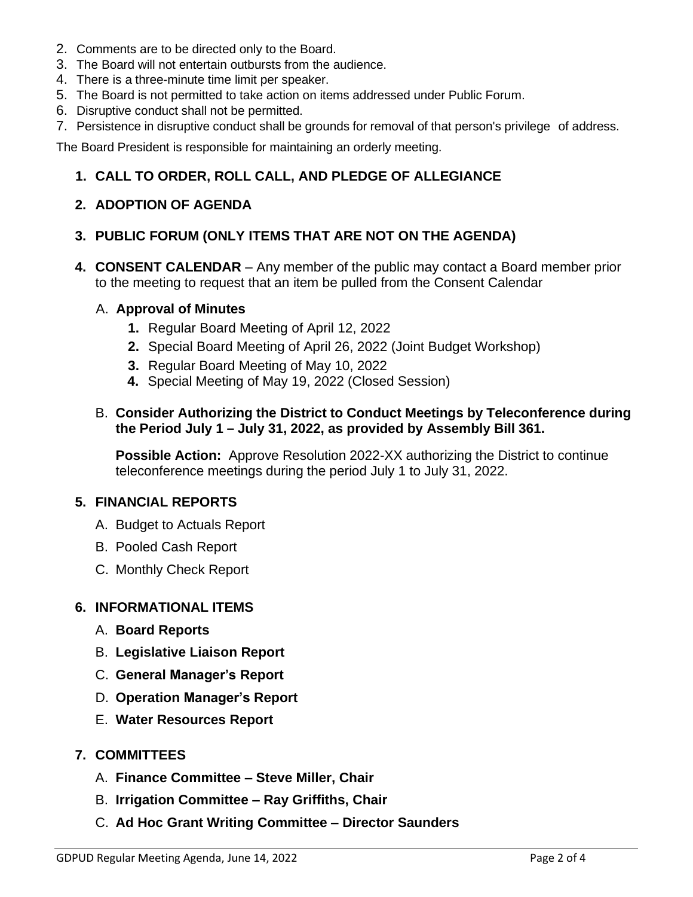2. Comments are to be directed only to the Board.
3. The Board will not entertain outbursts from the audience.
4. There is a three-minute time limit per speaker.
5. The Board is not permitted to take action on items addressed under Public Forum.
6. Disruptive conduct shall not be permitted.
7. Persistence in disruptive conduct shall be grounds for removal of that person's privilege of address.

The Board President is responsible for maintaining an orderly meeting.

1. **CALL TO ORDER, ROLL CALL, AND PLEDGE OF ALLEGIANCE**

2. **ADOPTION OF AGENDA**

3. **PUBLIC FORUM (ONLY ITEMS THAT ARE NOT ON THE AGENDA)**

4. **CONSENT CALENDAR** – Any member of the public may contact a Board member prior to the meeting to request that an item be pulled from the Consent Calendar

   A. **Approval of Minutes**
      1. Regular Board Meeting of April 12, 2022
      2. Special Board Meeting of April 26, 2022 (Joint Budget Workshop)
      3. Regular Board Meeting of May 10, 2022
      4. Special Meeting of May 19, 2022 (Closed Session)

   B. **Consider Authorizing the District to Conduct Meetings by Teleconference during the Period July 1 – July 31, 2022, as provided by Assembly Bill 361.**

      **Possible Action:** Approve Resolution 2022-XX authorizing the District to continue teleconference meetings during the period July 1 to July 31, 2022.

5. **FINANCIAL REPORTS**

   A. Budget to Actuals Report
   B. Pooled Cash Report
   C. Monthly Check Report

6. **INFORMATIONAL ITEMS**

   A. **Board Reports**
   B. **Legislative Liaison Report**
   C. **General Manager's Report**
   D. **Operation Manager's Report**
   E. **Water Resources Report**

7. **COMMITTEES**

   A. **Finance Committee – Steve Miller, Chair**
   B. **Irrigation Committee – Ray Griffiths, Chair**
   C. **Ad Hoc Grant Writing Committee – Director Saunders**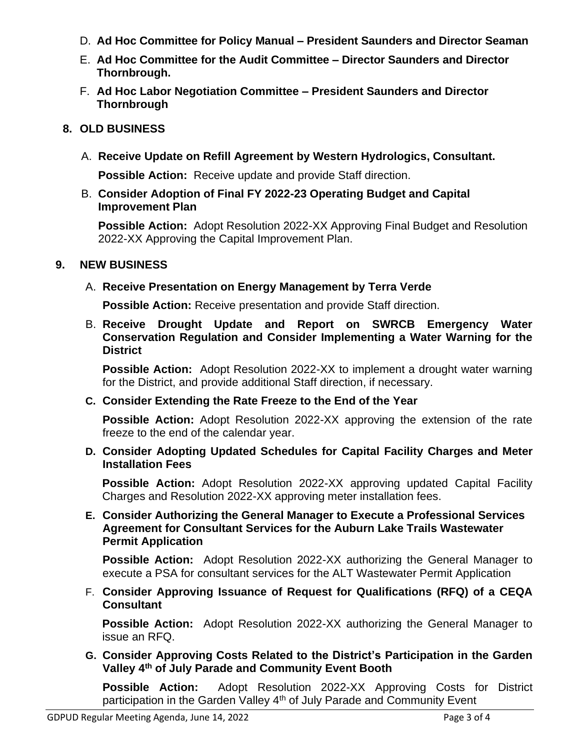D. **Ad Hoc Committee for Policy Manual – President Saunders and Director Seaman**

E. **Ad Hoc Committee for the Audit Committee – Director Saunders and Director Thornbrough.**

F. **Ad Hoc Labor Negotiation Committee – President Saunders and Director Thornbrough**

## 8. OLD BUSINESS

A. **Receive Update on Refill Agreement by Western Hydrologics, Consultant.**

**Possible Action:** Receive update and provide Staff direction.

B. **Consider Adoption of Final FY 2022-23 Operating Budget and Capital Improvement Plan**

**Possible Action:** Adopt Resolution 2022-XX Approving Final Budget and Resolution 2022-XX Approving the Capital Improvement Plan.

## 9. NEW BUSINESS

A. **Receive Presentation on Energy Management by Terra Verde**

**Possible Action:** Receive presentation and provide Staff direction.

B. **Receive Drought Update and Report on SWRCB Emergency Water Conservation Regulation and Consider Implementing a Water Warning for the District**

**Possible Action:** Adopt Resolution 2022-XX to implement a drought water warning for the District, and provide additional Staff direction, if necessary.

**C. Consider Extending the Rate Freeze to the End of the Year**

**Possible Action:** Adopt Resolution 2022-XX approving the extension of the rate freeze to the end of the calendar year.

**D. Consider Adopting Updated Schedules for Capital Facility Charges and Meter Installation Fees**

**Possible Action:** Adopt Resolution 2022-XX approving updated Capital Facility Charges and Resolution 2022-XX approving meter installation fees.

**E. Consider Authorizing the General Manager to Execute a Professional Services Agreement for Consultant Services for the Auburn Lake Trails Wastewater Permit Application**

**Possible Action:** Adopt Resolution 2022-XX authorizing the General Manager to execute a PSA for consultant services for the ALT Wastewater Permit Application

F. **Consider Approving Issuance of Request for Qualifications (RFQ) of a CEQA Consultant**

**Possible Action:** Adopt Resolution 2022-XX authorizing the General Manager to issue an RFQ.

**G. Consider Approving Costs Related to the District's Participation in the Garden Valley 4th of July Parade and Community Event Booth**

**Possible Action:** Adopt Resolution 2022-XX Approving Costs for District participation in the Garden Valley 4th of July Parade and Community Event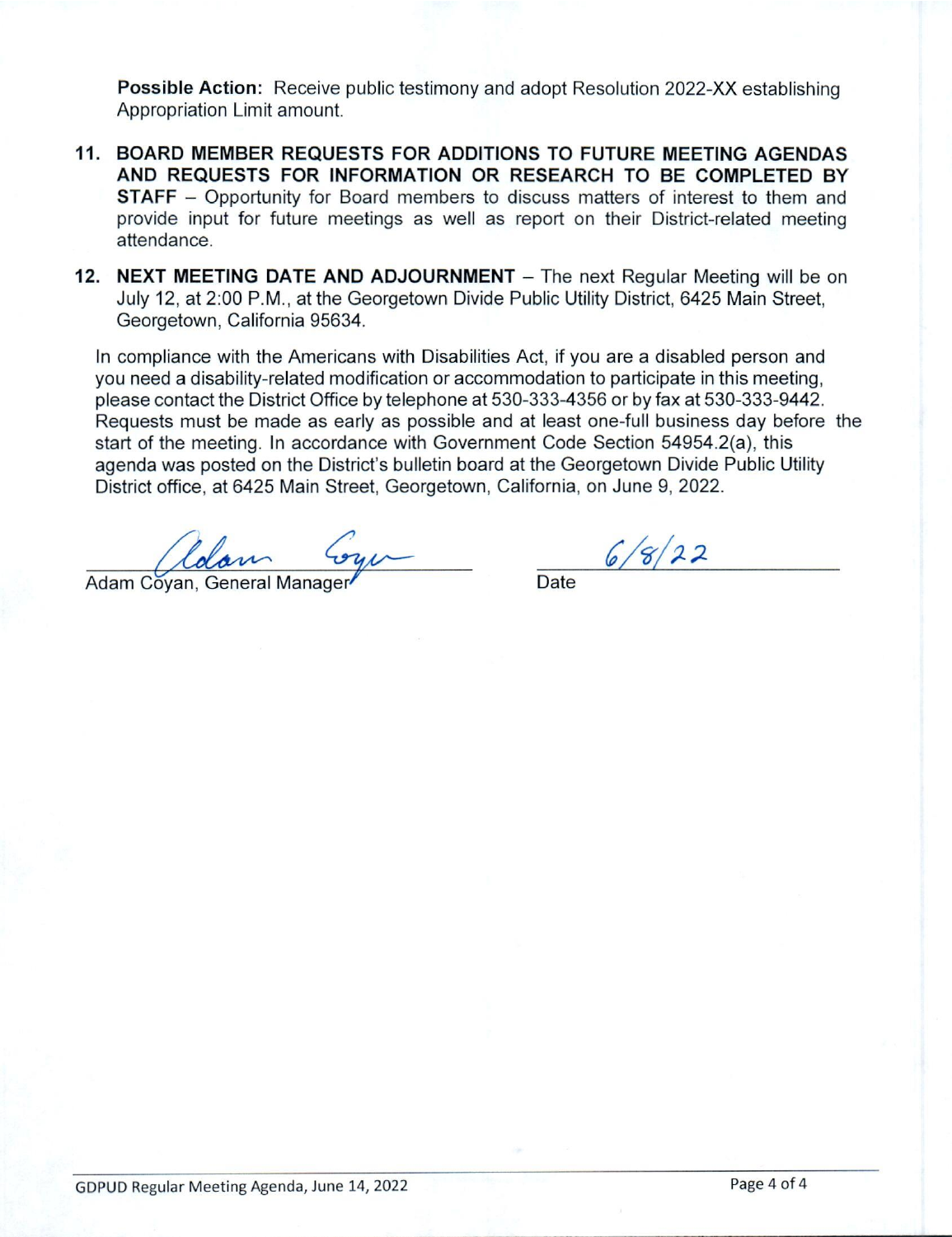**Possible Action:** Receive public testimony and adopt Resolution 2022-XX establishing Appropriation Limit amount.

11. **BOARD MEMBER REQUESTS FOR ADDITIONS TO FUTURE MEETING AGENDAS AND REQUESTS FOR INFORMATION OR RESEARCH TO BE COMPLETED BY STAFF** – Opportunity for Board members to discuss matters of interest to them and provide input for future meetings as well as report on their District-related meeting attendance.

12. **NEXT MEETING DATE AND ADJOURNMENT** – The next Regular Meeting will be on July 12, at 2:00 P.M., at the Georgetown Divide Public Utility District, 6425 Main Street, Georgetown, California 95634.

In compliance with the Americans with Disabilities Act, if you are a disabled person and you need a disability-related modification or accommodation to participate in this meeting, please contact the District Office by telephone at 530-333-4356 or by fax at 530-333-9442. Requests must be made as early as possible and at least one-full business day before the start of the meeting. In accordance with Government Code Section 54954.2(a), this agenda was posted on the District's bulletin board at the Georgetown Divide Public Utility District office, at 6425 Main Street, Georgetown, California, on June 9, 2022.

Adam Coyan

Adam Coyan, General Manager

6/8/22

Date